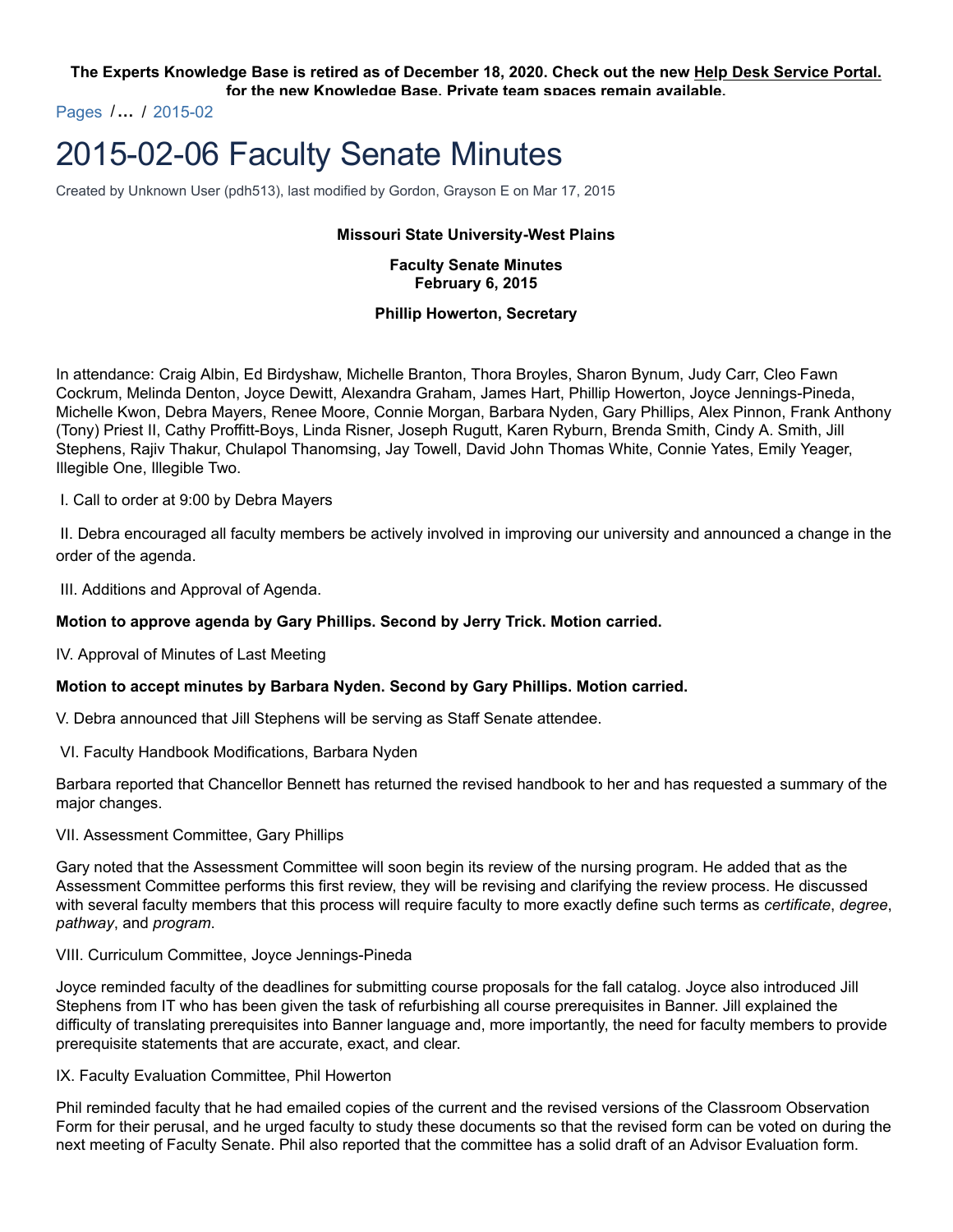The Experts Knowledge Base is retired as of December 18, 2020. Check out the new Help Desk Service Portal. for the new Knowledge Base. Private team spaces remain available.

Pages / ... / 2015-02

# 2015-02-06 Faculty Senate Minutes

Created by Unknown User (pdh513), last modified by Gordon, Grayson E on Mar 17, 2015

**Missouri State University-West Plains**

**Faculty Senate Minutes**
**February 6, 2015**

**Phillip Howerton, Secretary**

In attendance: Craig Albin, Ed Birdyshaw, Michelle Branton, Thora Broyles, Sharon Bynum, Judy Carr, Cleo Fawn Cockrum, Melinda Denton, Joyce Dewitt, Alexandra Graham, James Hart, Phillip Howerton, Joyce Jennings-Pineda, Michelle Kwon, Debra Mayers, Renee Moore, Connie Morgan, Barbara Nyden, Gary Phillips, Alex Pinnon, Frank Anthony (Tony) Priest II, Cathy Proffitt-Boys, Linda Risner, Joseph Rugutt, Karen Ryburn, Brenda Smith, Cindy A. Smith, Jill Stephens, Rajiv Thakur, Chulapol Thanomsing, Jay Towell, David John Thomas White, Connie Yates, Emily Yeager, Illegible One, Illegible Two.

I. Call to order at 9:00 by Debra Mayers

II. Debra encouraged all faculty members be actively involved in improving our university and announced a change in the order of the agenda.

III. Additions and Approval of Agenda.

**Motion to approve agenda by Gary Phillips. Second by Jerry Trick. Motion carried.**

IV. Approval of Minutes of Last Meeting

**Motion to accept minutes by Barbara Nyden. Second by Gary Phillips. Motion carried.**

V. Debra announced that Jill Stephens will be serving as Staff Senate attendee.

VI. Faculty Handbook Modifications, Barbara Nyden

Barbara reported that Chancellor Bennett has returned the revised handbook to her and has requested a summary of the major changes.

VII. Assessment Committee, Gary Phillips

Gary noted that the Assessment Committee will soon begin its review of the nursing program. He added that as the Assessment Committee performs this first review, they will be revising and clarifying the review process. He discussed with several faculty members that this process will require faculty to more exactly define such terms as *certificate*, *degree*, *pathway*, and *program*.

VIII. Curriculum Committee, Joyce Jennings-Pineda

Joyce reminded faculty of the deadlines for submitting course proposals for the fall catalog. Joyce also introduced Jill Stephens from IT who has been given the task of refurbishing all course prerequisites in Banner. Jill explained the difficulty of translating prerequisites into Banner language and, more importantly, the need for faculty members to provide prerequisite statements that are accurate, exact, and clear.

IX. Faculty Evaluation Committee, Phil Howerton

Phil reminded faculty that he had emailed copies of the current and the revised versions of the Classroom Observation Form for their perusal, and he urged faculty to study these documents so that the revised form can be voted on during the next meeting of Faculty Senate. Phil also reported that the committee has a solid draft of an Advisor Evaluation form.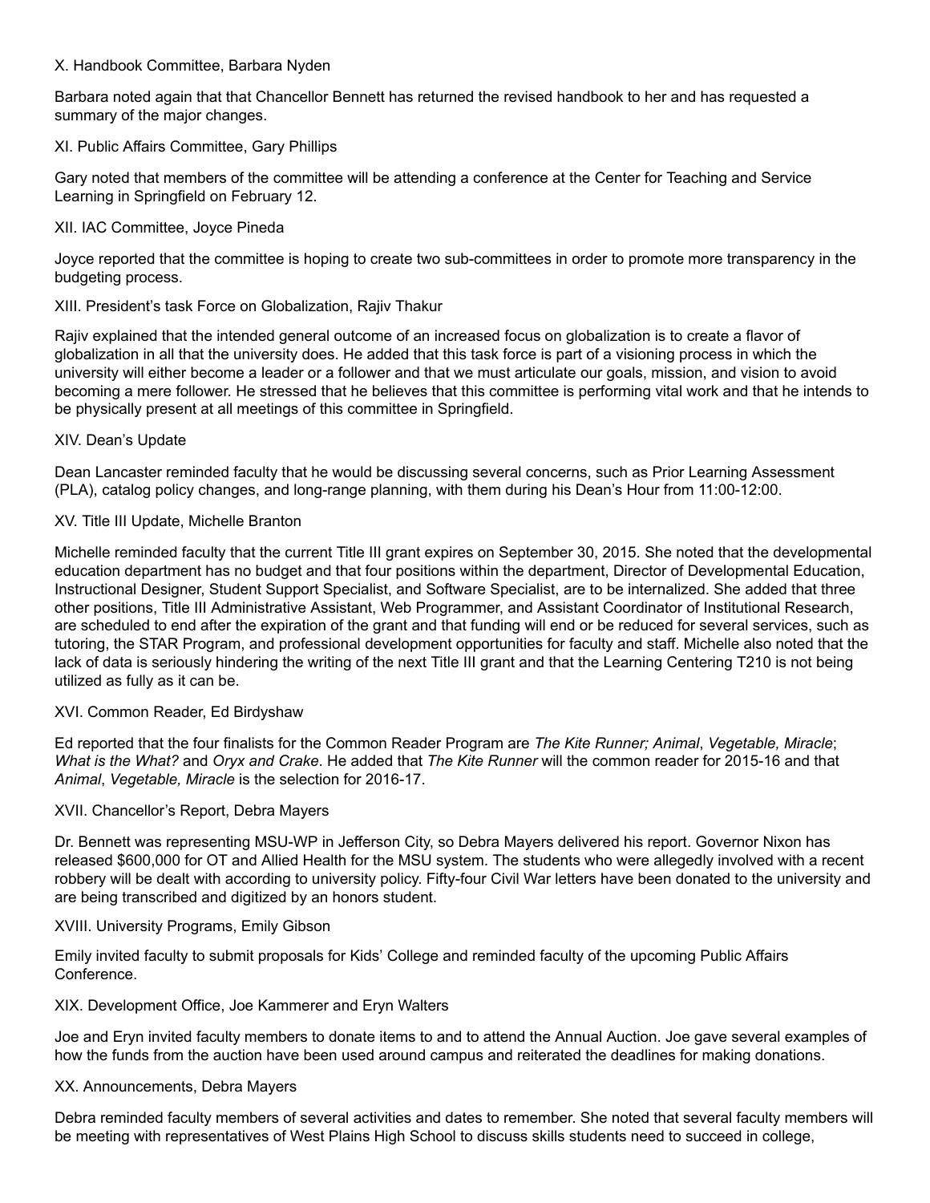X. Handbook Committee, Barbara Nyden

Barbara noted again that that Chancellor Bennett has returned the revised handbook to her and has requested a summary of the major changes.

XI. Public Affairs Committee, Gary Phillips

Gary noted that members of the committee will be attending a conference at the Center for Teaching and Service Learning in Springfield on February 12.

XII. IAC Committee, Joyce Pineda

Joyce reported that the committee is hoping to create two sub-committees in order to promote more transparency in the budgeting process.

XIII. President's task Force on Globalization, Rajiv Thakur

Rajiv explained that the intended general outcome of an increased focus on globalization is to create a flavor of globalization in all that the university does. He added that this task force is part of a visioning process in which the university will either become a leader or a follower and that we must articulate our goals, mission, and vision to avoid becoming a mere follower. He stressed that he believes that this committee is performing vital work and that he intends to be physically present at all meetings of this committee in Springfield.

XIV. Dean's Update

Dean Lancaster reminded faculty that he would be discussing several concerns, such as Prior Learning Assessment (PLA), catalog policy changes, and long-range planning, with them during his Dean's Hour from 11:00-12:00.

XV. Title III Update, Michelle Branton

Michelle reminded faculty that the current Title III grant expires on September 30, 2015. She noted that the developmental education department has no budget and that four positions within the department, Director of Developmental Education, Instructional Designer, Student Support Specialist, and Software Specialist, are to be internalized. She added that three other positions, Title III Administrative Assistant, Web Programmer, and Assistant Coordinator of Institutional Research, are scheduled to end after the expiration of the grant and that funding will end or be reduced for several services, such as tutoring, the STAR Program, and professional development opportunities for faculty and staff. Michelle also noted that the lack of data is seriously hindering the writing of the next Title III grant and that the Learning Centering T210 is not being utilized as fully as it can be.

XVI. Common Reader, Ed Birdyshaw

Ed reported that the four finalists for the Common Reader Program are *The Kite Runner; Animal*, *Vegetable, Miracle*; *What is the What?* and *Oryx and Crake*. He added that *The Kite Runner* will the common reader for 2015-16 and that *Animal*, *Vegetable, Miracle* is the selection for 2016-17.

XVII. Chancellor's Report, Debra Mayers

Dr. Bennett was representing MSU-WP in Jefferson City, so Debra Mayers delivered his report. Governor Nixon has released $600,000 for OT and Allied Health for the MSU system. The students who were allegedly involved with a recent robbery will be dealt with according to university policy. Fifty-four Civil War letters have been donated to the university and are being transcribed and digitized by an honors student.

XVIII. University Programs, Emily Gibson

Emily invited faculty to submit proposals for Kids' College and reminded faculty of the upcoming Public Affairs Conference.

XIX. Development Office, Joe Kammerer and Eryn Walters

Joe and Eryn invited faculty members to donate items to and to attend the Annual Auction. Joe gave several examples of how the funds from the auction have been used around campus and reiterated the deadlines for making donations.

XX. Announcements, Debra Mayers

Debra reminded faculty members of several activities and dates to remember. She noted that several faculty members will be meeting with representatives of West Plains High School to discuss skills students need to succeed in college,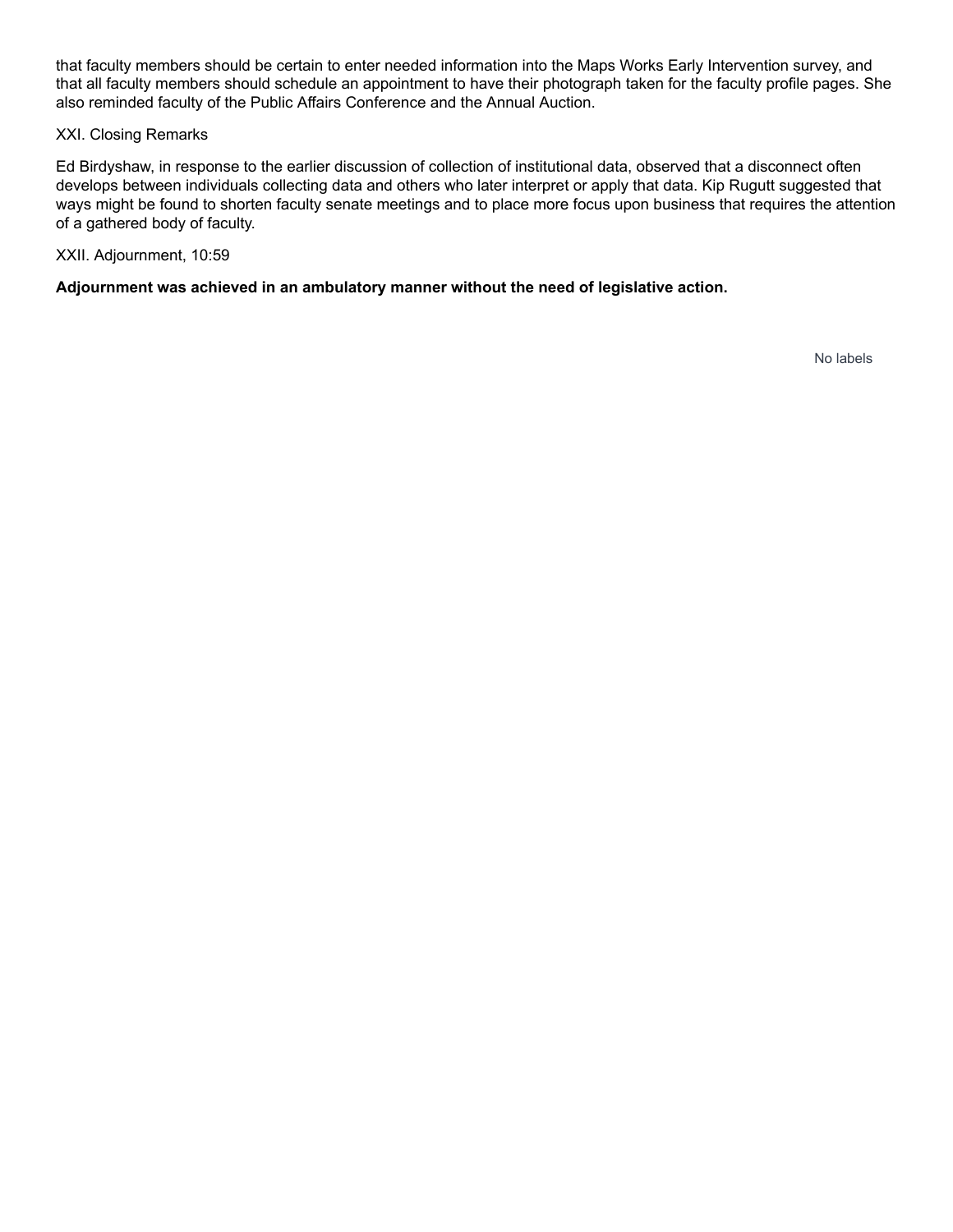that faculty members should be certain to enter needed information into the Maps Works Early Intervention survey, and that all faculty members should schedule an appointment to have their photograph taken for the faculty profile pages. She also reminded faculty of the Public Affairs Conference and the Annual Auction.

XXI. Closing Remarks

Ed Birdyshaw, in response to the earlier discussion of collection of institutional data, observed that a disconnect often develops between individuals collecting data and others who later interpret or apply that data. Kip Rugutt suggested that ways might be found to shorten faculty senate meetings and to place more focus upon business that requires the attention of a gathered body of faculty.

XXII. Adjournment, 10:59

**Adjournment was achieved in an ambulatory manner without the need of legislative action.**

No labels